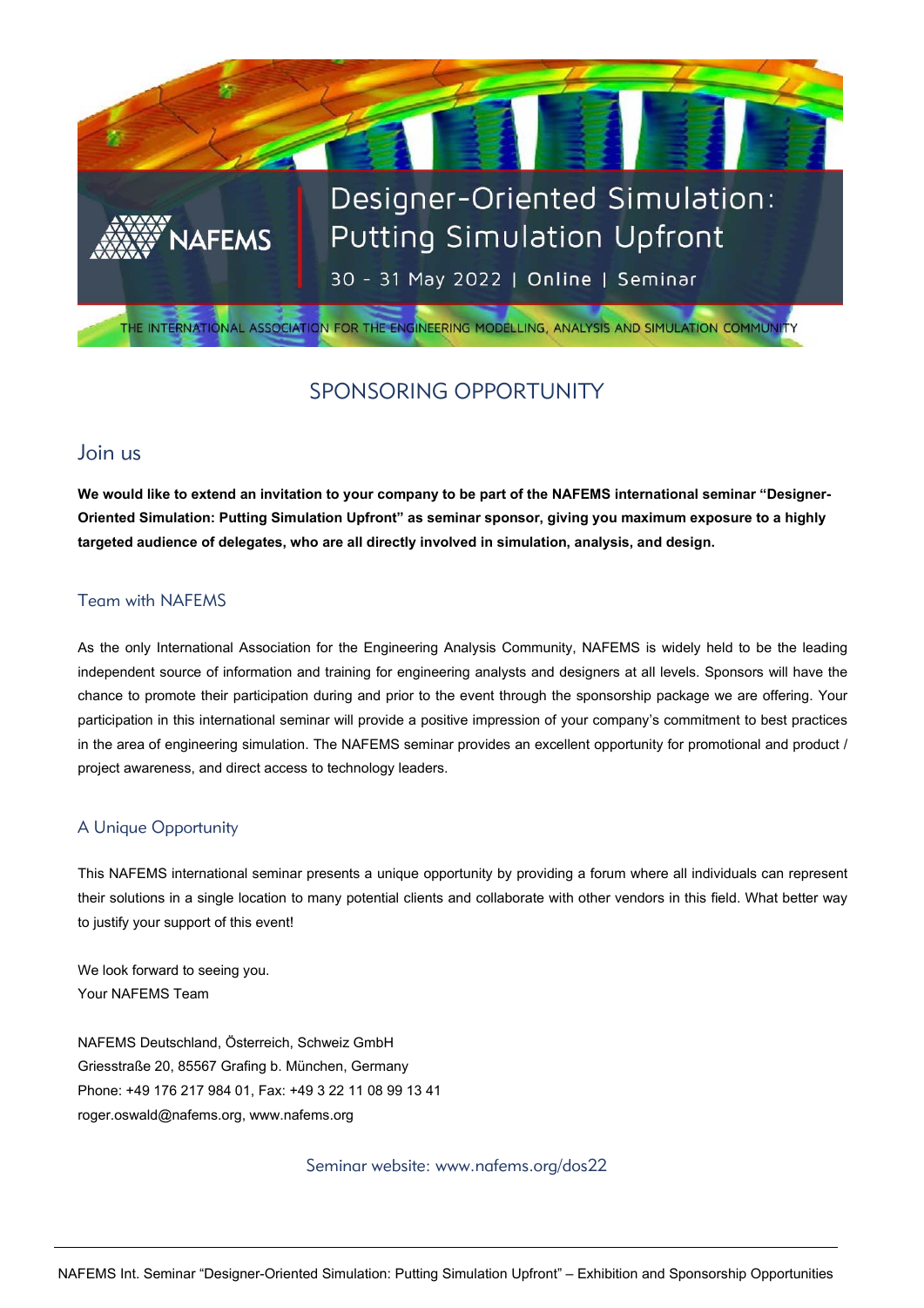# Designer-Oriented Simulation: Putting Simulation Upfront

NAFEMS

30 - 31 May 2022 | **Online** | Seminar

THE INTERNATIONAL ASSOCIATION FOR THE ENGINEERING MODELLING, ANALYSIS AND SIMULATION COMMUNITY

## SPONSORING OPPORTUNITY

## Join us

**We would like to extend an invitation to your company to be part of the NAFEMS international seminar "Designer-Oriented Simulation: Putting Simulation Upfront" as seminar sponsor, giving you maximum exposure to a highly targeted audience of delegates, who are all directly involved in simulation, analysis, and design.**

### Team with NAFEMS

As the only International Association for the Engineering Analysis Community, NAFEMS is widely held to be the leading independent source of information and training for engineering analysts and designers at all levels. Sponsors will have the chance to promote their participation during and prior to the event through the sponsorship package we are offering. Your participation in this international seminar will provide a positive impression of your company's commitment to best practices in the area of engineering simulation. The NAFEMS seminar provides an excellent opportunity for promotional and product / project awareness, and direct access to technology leaders.

### A Unique Opportunity

This NAFEMS international seminar presents a unique opportunity by providing a forum where all individuals can represent their solutions in a single location to many potential clients and collaborate with other vendors in this field. What better way to justify your support of this event!

We look forward to seeing you.
Your NAFEMS Team

NAFEMS Deutschland, Österreich, Schweiz GmbH
Griesstraße 20, 85567 Grafing b. München, Germany
Phone: +49 176 217 984 01, Fax: +49 3 22 11 08 99 13 41
roger.oswald@nafems.org, www.nafems.org

Seminar website: www.nafems.org/dos22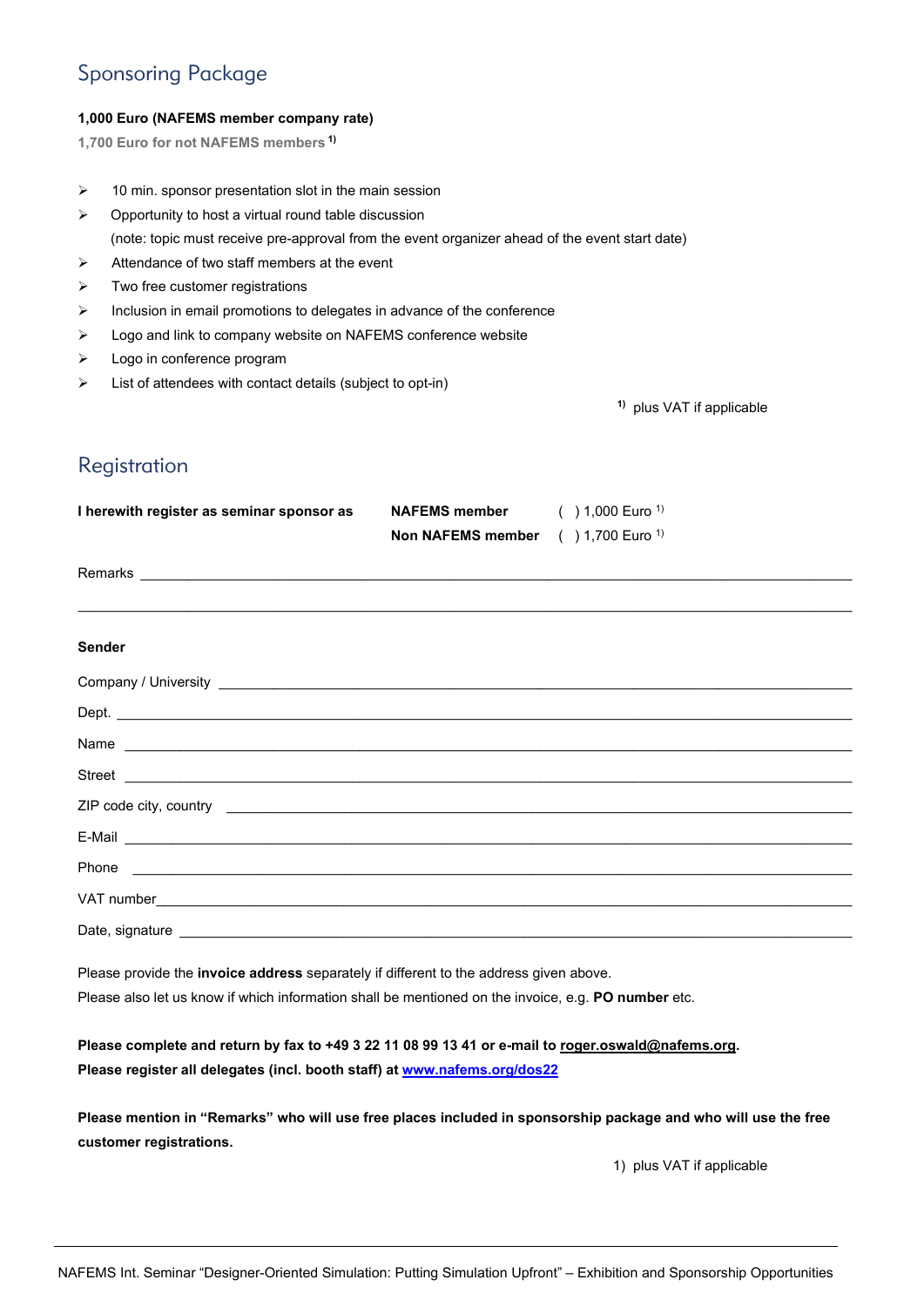## Sponsoring Package

**1,000 Euro (NAFEMS member company rate)**

**1,700 Euro for not NAFEMS members** [1)]

- 10 min. sponsor presentation slot in the main session
- Opportunity to host a virtual round table discussion
  (note: topic must receive pre-approval from the event organizer ahead of the event start date)
- Attendance of two staff members at the event
- Two free customer registrations
- Inclusion in email promotions to delegates in advance of the conference
- Logo and link to company website on NAFEMS conference website
- Logo in conference program
- List of attendees with contact details (subject to opt-in)

[1)] plus VAT if applicable

## Registration

| | | |
|---|---|---|
| **I herewith register as seminar sponsor as** | **NAFEMS member** | ( ) 1,000 Euro [1)] |
| | **Non NAFEMS member** | ( ) 1,700 Euro [1)] |

Remarks ______________________________________________

______________________________________________

**Sender**

Company / University ______________________________________________

Dept. ______________________________________________

Name ______________________________________________

Street ______________________________________________

ZIP code city, country ______________________________________________

E-Mail ______________________________________________

Phone ______________________________________________

VAT number ______________________________________________

Date, signature ______________________________________________

Please provide the **invoice address** separately if different to the address given above.
Please also let us know if which information shall be mentioned on the invoice, e.g. **PO number** etc.

**Please complete and return by fax to +49 3 22 11 08 99 13 41 or e-mail to roger.oswald@nafems.org.**
**Please register all delegates (incl. booth staff) at www.nafems.org/dos22**

**Please mention in "Remarks" who will use free places included in sponsorship package and who will use the free customer registrations.**

1) plus VAT if applicable